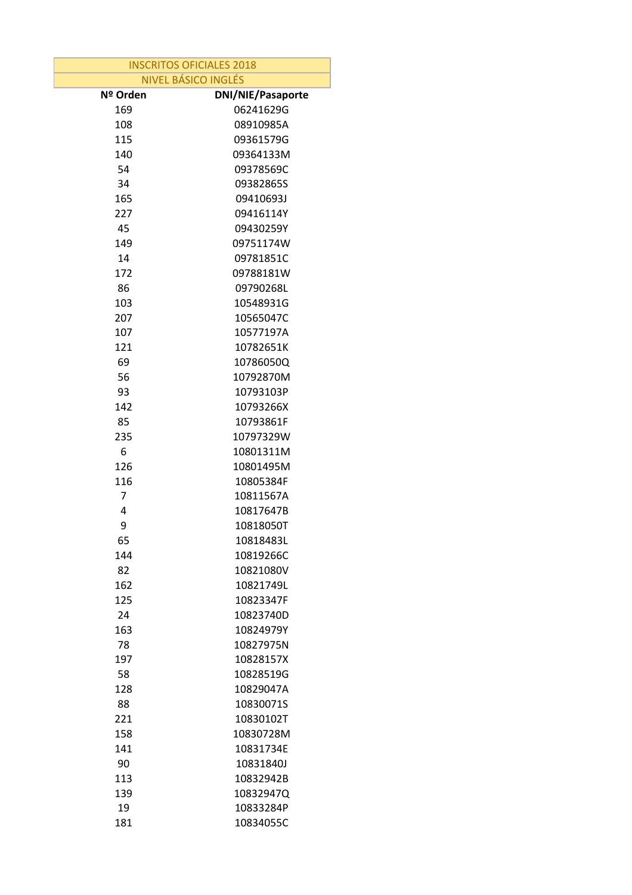| INSCRITOS OFICIALES 2018 | |
|---|---|
| NIVEL BÁSICO INGLÉS | |
| **Nº Orden** | **DNI/NIE/Pasaporte** |
| 169 | 06241629G |
| 108 | 08910985A |
| 115 | 09361579G |
| 140 | 09364133M |
| 54 | 09378569C |
| 34 | 09382865S |
| 165 | 09410693J |
| 227 | 09416114Y |
| 45 | 09430259Y |
| 149 | 09751174W |
| 14 | 09781851C |
| 172 | 09788181W |
| 86 | 09790268L |
| 103 | 10548931G |
| 207 | 10565047C |
| 107 | 10577197A |
| 121 | 10782651K |
| 69 | 10786050Q |
| 56 | 10792870M |
| 93 | 10793103P |
| 142 | 10793266X |
| 85 | 10793861F |
| 235 | 10797329W |
| 6 | 10801311M |
| 126 | 10801495M |
| 116 | 10805384F |
| 7 | 10811567A |
| 4 | 10817647B |
| 9 | 10818050T |
| 65 | 10818483L |
| 144 | 10819266C |
| 82 | 10821080V |
| 162 | 10821749L |
| 125 | 10823347F |
| 24 | 10823740D |
| 163 | 10824979Y |
| 78 | 10827975N |
| 197 | 10828157X |
| 58 | 10828519G |
| 128 | 10829047A |
| 88 | 10830071S |
| 221 | 10830102T |
| 158 | 10830728M |
| 141 | 10831734E |
| 90 | 10831840J |
| 113 | 10832942B |
| 139 | 10832947Q |
| 19 | 10833284P |
| 181 | 10834055C |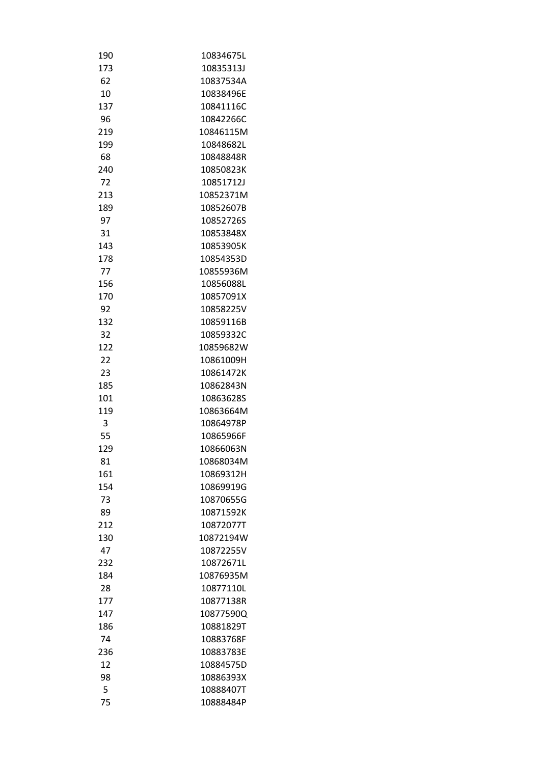| | |
|---|---|
| 190 | 10834675L |
| 173 | 10835313J |
| 62 | 10837534A |
| 10 | 10838496E |
| 137 | 10841116C |
| 96 | 10842266C |
| 219 | 10846115M |
| 199 | 10848682L |
| 68 | 10848848R |
| 240 | 10850823K |
| 72 | 10851712J |
| 213 | 10852371M |
| 189 | 10852607B |
| 97 | 10852726S |
| 31 | 10853848X |
| 143 | 10853905K |
| 178 | 10854353D |
| 77 | 10855936M |
| 156 | 10856088L |
| 170 | 10857091X |
| 92 | 10858225V |
| 132 | 10859116B |
| 32 | 10859332C |
| 122 | 10859682W |
| 22 | 10861009H |
| 23 | 10861472K |
| 185 | 10862843N |
| 101 | 10863628S |
| 119 | 10863664M |
| 3 | 10864978P |
| 55 | 10865966F |
| 129 | 10866063N |
| 81 | 10868034M |
| 161 | 10869312H |
| 154 | 10869919G |
| 73 | 10870655G |
| 89 | 10871592K |
| 212 | 10872077T |
| 130 | 10872194W |
| 47 | 10872255V |
| 232 | 10872671L |
| 184 | 10876935M |
| 28 | 10877110L |
| 177 | 10877138R |
| 147 | 10877590Q |
| 186 | 10881829T |
| 74 | 10883768F |
| 236 | 10883783E |
| 12 | 10884575D |
| 98 | 10886393X |
| 5 | 10888407T |
| 75 | 10888484P |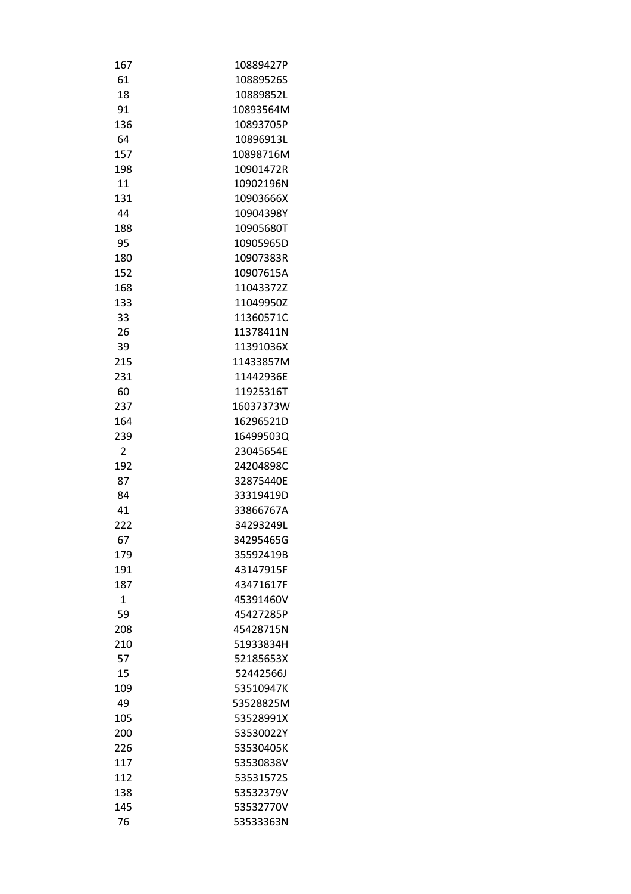| | |
|---|---|
| 167 | 10889427P |
| 61 | 10889526S |
| 18 | 10889852L |
| 91 | 10893564M |
| 136 | 10893705P |
| 64 | 10896913L |
| 157 | 10898716M |
| 198 | 10901472R |
| 11 | 10902196N |
| 131 | 10903666X |
| 44 | 10904398Y |
| 188 | 10905680T |
| 95 | 10905965D |
| 180 | 10907383R |
| 152 | 10907615A |
| 168 | 11043372Z |
| 133 | 11049950Z |
| 33 | 11360571C |
| 26 | 11378411N |
| 39 | 11391036X |
| 215 | 11433857M |
| 231 | 11442936E |
| 60 | 11925316T |
| 237 | 16037373W |
| 164 | 16296521D |
| 239 | 16499503Q |
| 2 | 23045654E |
| 192 | 24204898C |
| 87 | 32875440E |
| 84 | 33319419D |
| 41 | 33866767A |
| 222 | 34293249L |
| 67 | 34295465G |
| 179 | 35592419B |
| 191 | 43147915F |
| 187 | 43471617F |
| 1 | 45391460V |
| 59 | 45427285P |
| 208 | 45428715N |
| 210 | 51933834H |
| 57 | 52185653X |
| 15 | 52442566J |
| 109 | 53510947K |
| 49 | 53528825M |
| 105 | 53528991X |
| 200 | 53530022Y |
| 226 | 53530405K |
| 117 | 53530838V |
| 112 | 53531572S |
| 138 | 53532379V |
| 145 | 53532770V |
| 76 | 53533363N |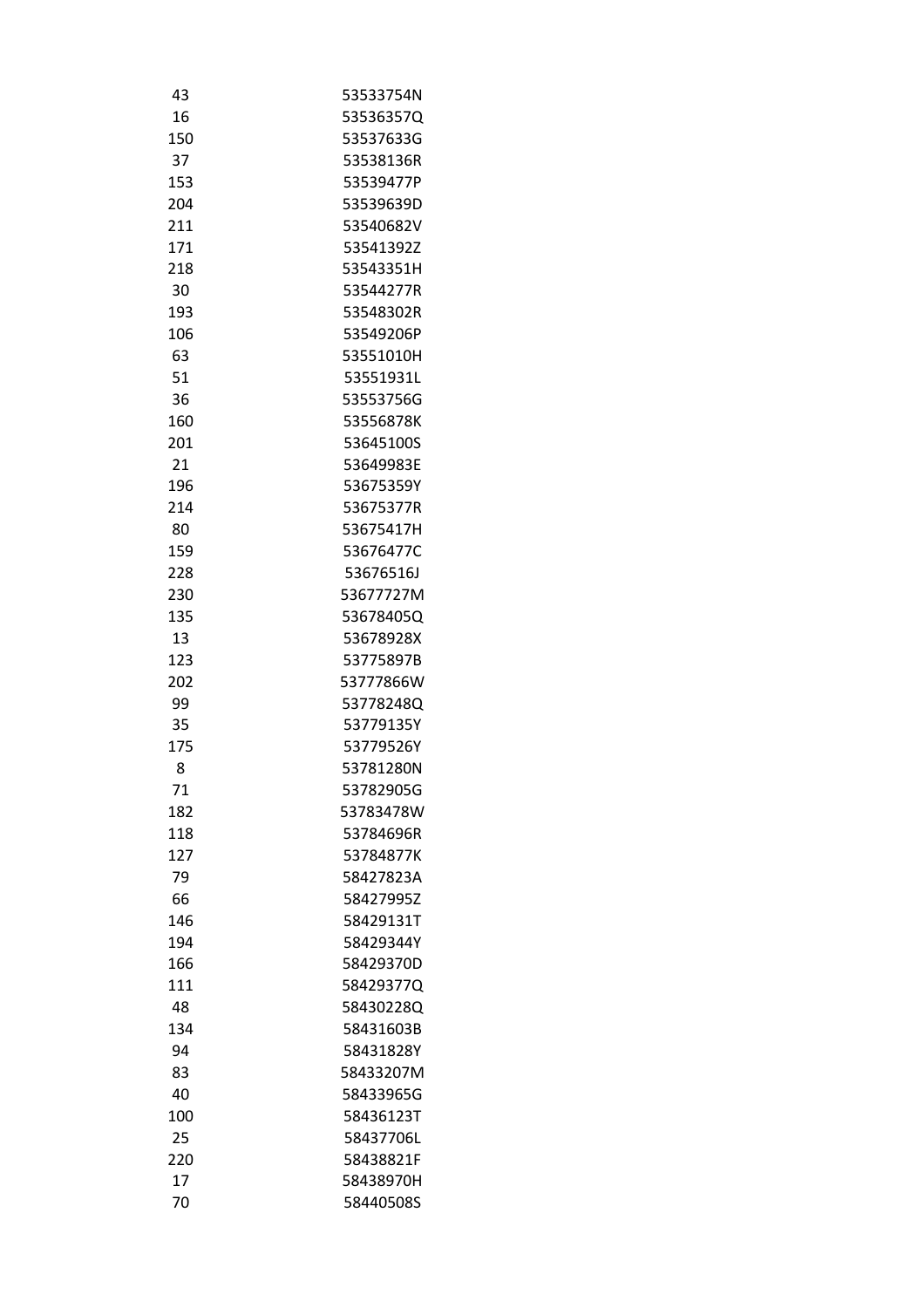| | |
|---|---|
| 43 | 53533754N |
| 16 | 53536357Q |
| 150 | 53537633G |
| 37 | 53538136R |
| 153 | 53539477P |
| 204 | 53539639D |
| 211 | 53540682V |
| 171 | 53541392Z |
| 218 | 53543351H |
| 30 | 53544277R |
| 193 | 53548302R |
| 106 | 53549206P |
| 63 | 53551010H |
| 51 | 53551931L |
| 36 | 53553756G |
| 160 | 53556878K |
| 201 | 53645100S |
| 21 | 53649983E |
| 196 | 53675359Y |
| 214 | 53675377R |
| 80 | 53675417H |
| 159 | 53676477C |
| 228 | 53676516J |
| 230 | 53677727M |
| 135 | 53678405Q |
| 13 | 53678928X |
| 123 | 53775897B |
| 202 | 53777866W |
| 99 | 53778248Q |
| 35 | 53779135Y |
| 175 | 53779526Y |
| 8 | 53781280N |
| 71 | 53782905G |
| 182 | 53783478W |
| 118 | 53784696R |
| 127 | 53784877K |
| 79 | 58427823A |
| 66 | 58427995Z |
| 146 | 58429131T |
| 194 | 58429344Y |
| 166 | 58429370D |
| 111 | 58429377Q |
| 48 | 58430228Q |
| 134 | 58431603B |
| 94 | 58431828Y |
| 83 | 58433207M |
| 40 | 58433965G |
| 100 | 58436123T |
| 25 | 58437706L |
| 220 | 58438821F |
| 17 | 58438970H |
| 70 | 58440508S |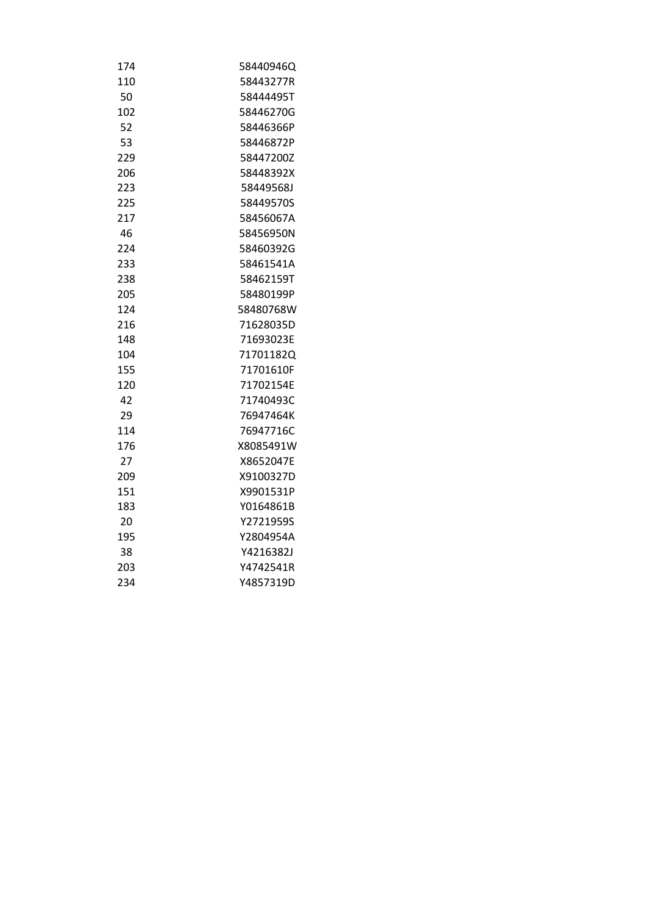| | |
|---|---|
| 174 | 58440946Q |
| 110 | 58443277R |
| 50 | 58444495T |
| 102 | 58446270G |
| 52 | 58446366P |
| 53 | 58446872P |
| 229 | 58447200Z |
| 206 | 58448392X |
| 223 | 58449568J |
| 225 | 58449570S |
| 217 | 58456067A |
| 46 | 58456950N |
| 224 | 58460392G |
| 233 | 58461541A |
| 238 | 58462159T |
| 205 | 58480199P |
| 124 | 58480768W |
| 216 | 71628035D |
| 148 | 71693023E |
| 104 | 71701182Q |
| 155 | 71701610F |
| 120 | 71702154E |
| 42 | 71740493C |
| 29 | 76947464K |
| 114 | 76947716C |
| 176 | X8085491W |
| 27 | X8652047E |
| 209 | X9100327D |
| 151 | X9901531P |
| 183 | Y0164861B |
| 20 | Y2721959S |
| 195 | Y2804954A |
| 38 | Y4216382J |
| 203 | Y4742541R |
| 234 | Y4857319D |